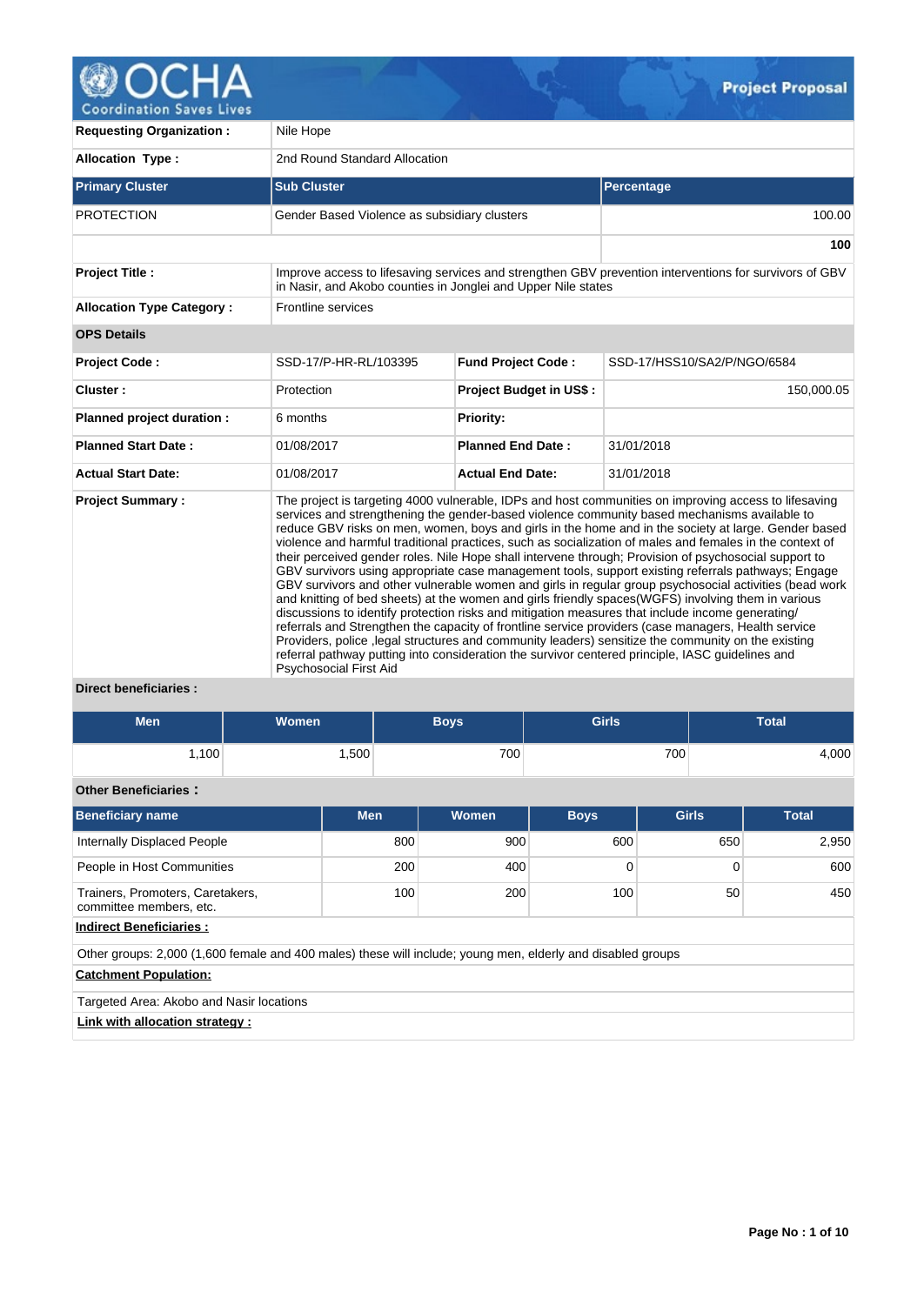# Project Proposal

| | | | |
|---|---|---|---|
| **Requesting Organization :** | Nile Hope | | |
| **Allocation Type :** | 2nd Round Standard Allocation | | |

| Primary Cluster | Sub Cluster | Percentage |
|---|---|---|
| PROTECTION | Gender Based Violence as subsidiary clusters | 100.00 |
| | | **100** |

| | | | |
|---|---|---|---|
| **Project Title :** | Improve access to lifesaving services and strengthen GBV prevention interventions for survivors of GBV in Nasir, and Akobo counties in Jonglei and Upper Nile states | | |
| **Allocation Type Category :** | Frontline services | | |
| **OPS Details** | | | |
| **Project Code :** | SSD-17/P-HR-RL/103395 | **Fund Project Code :** | SSD-17/HSS10/SA2/P/NGO/6584 |
| **Cluster :** | Protection | **Project Budget in US$ :** | 150,000.05 |
| **Planned project duration :** | 6 months | **Priority:** | |
| **Planned Start Date :** | 01/08/2017 | **Planned End Date :** | 31/01/2018 |
| **Actual Start Date:** | 01/08/2017 | **Actual End Date:** | 31/01/2018 |
| **Project Summary :** | The project is targeting 4000 vulnerable, IDPs and host communities on improving access to lifesaving services and strengthening the gender-based violence community based mechanisms available to reduce GBV risks on men, women, boys and girls in the home and in the society at large. Gender based violence and harmful traditional practices, such as socialization of males and females in the context of their perceived gender roles. Nile Hope shall intervene through; Provision of psychosocial support to GBV survivors using appropriate case management tools, support existing referrals pathways; Engage GBV survivors and other vulnerable women and girls in regular group psychosocial activities (bead work and knitting of bed sheets) at the women and girls friendly spaces(WGFS) involving them in various discussions to identify protection risks and mitigation measures that include income generating/ referrals and Strengthen the capacity of frontline service providers (case managers, Health service Providers, police ,legal structures and community leaders) sensitize the community on the existing referral pathway putting into consideration the survivor centered principle, IASC guidelines and Psychosocial First Aid | | |

**Direct beneficiaries :**

| Men | Women | Boys | Girls | Total |
|---|---|---|---|---|
| 1,100 | 1,500 | 700 | 700 | 4,000 |

**Other Beneficiaries :**

| Beneficiary name | Men | Women | Boys | Girls | Total |
|---|---|---|---|---|---|
| Internally Displaced People | 800 | 900 | 600 | 650 | 2,950 |
| People in Host Communities | 200 | 400 | 0 | 0 | 600 |
| Trainers, Promoters, Caretakers, committee members, etc. | 100 | 200 | 100 | 50 | 450 |

**Indirect Beneficiaries :**

Other groups: 2,000 (1,600 female and 400 males) these will include; young men, elderly and disabled groups

**Catchment Population:**

Targeted Area: Akobo and Nasir locations

**Link with allocation strategy :**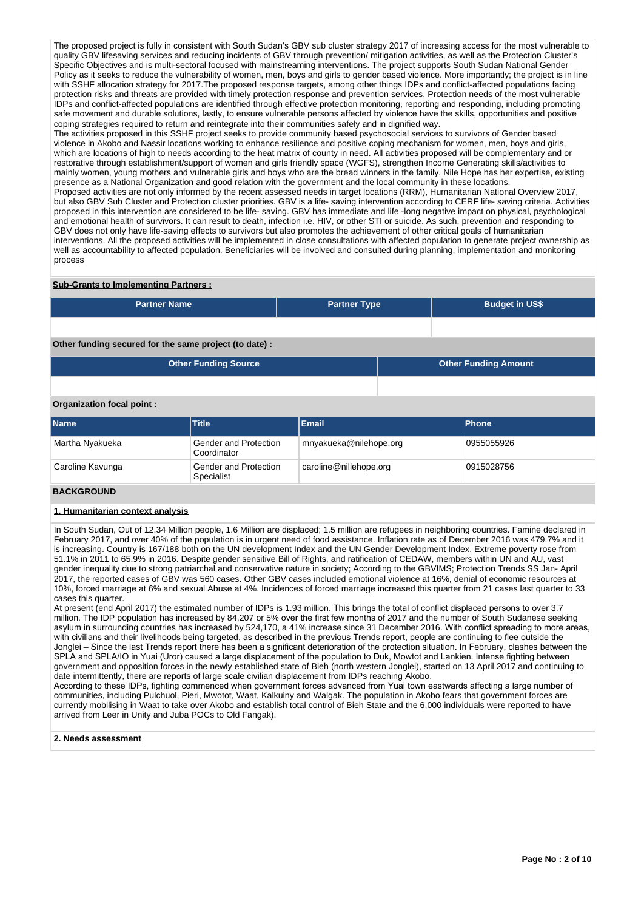The proposed project is fully in consistent with South Sudan's GBV sub cluster strategy 2017 of increasing access for the most vulnerable to quality GBV lifesaving services and reducing incidents of GBV through prevention/ mitigation activities, as well as the Protection Cluster's Specific Objectives and is multi-sectoral focused with mainstreaming interventions. The project supports South Sudan National Gender Policy as it seeks to reduce the vulnerability of women, men, boys and girls to gender based violence. More importantly; the project is in line with SSHF allocation strategy for 2017.The proposed response targets, among other things IDPs and conflict-affected populations facing protection risks and threats are provided with timely protection response and prevention services, Protection needs of the most vulnerable IDPs and conflict-affected populations are identified through effective protection monitoring, reporting and responding, including promoting safe movement and durable solutions, lastly, to ensure vulnerable persons affected by violence have the skills, opportunities and positive coping strategies required to return and reintegrate into their communities safely and in dignified way.
The activities proposed in this SSHF project seeks to provide community based psychosocial services to survivors of Gender based violence in Akobo and Nassir locations working to enhance resilience and positive coping mechanism for women, men, boys and girls, which are locations of high to needs according to the heat matrix of county in need. All activities proposed will be complementary and or restorative through establishment/support of women and girls friendly space (WGFS), strengthen Income Generating skills/activities to mainly women, young mothers and vulnerable girls and boys who are the bread winners in the family. Nile Hope has her expertise, existing presence as a National Organization and good relation with the government and the local community in these locations.
Proposed activities are not only informed by the recent assessed needs in target locations (RRM), Humanitarian National Overview 2017, but also GBV Sub Cluster and Protection cluster priorities. GBV is a life- saving intervention according to CERF life- saving criteria. Activities proposed in this intervention are considered to be life- saving. GBV has immediate and life -long negative impact on physical, psychological and emotional health of survivors. It can result to death, infection i.e. HIV, or other STI or suicide. As such, prevention and responding to GBV does not only have life-saving effects to survivors but also promotes the achievement of other critical goals of humanitarian interventions. All the proposed activities will be implemented in close consultations with affected population to generate project ownership as well as accountability to affected population. Beneficiaries will be involved and consulted during planning, implementation and monitoring process

**Sub-Grants to Implementing Partners :**

| Partner Name | Partner Type | Budget in US$ |
|---|---|---|
| | | |

**Other funding secured for the same project (to date) :**

| Other Funding Source | Other Funding Amount |
|---|---|
| | |

**Organization focal point :**

| Name | Title | Email | Phone |
|---|---|---|---|
| Martha Nyakueka | Gender and Protection Coordinator | mnyakueka@nilehope.org | 0955055926 |
| Caroline Kavunga | Gender and Protection Specialist | caroline@nillehope.org | 0915028756 |

## BACKGROUND

### 1. Humanitarian context analysis

In South Sudan, Out of 12.34 Million people, 1.6 Million are displaced; 1.5 million are refugees in neighboring countries. Famine declared in February 2017, and over 40% of the population is in urgent need of food assistance. Inflation rate as of December 2016 was 479.7% and it is increasing. Country is 167/188 both on the UN development Index and the UN Gender Development Index. Extreme poverty rose from 51.1% in 2011 to 65.9% in 2016. Despite gender sensitive Bill of Rights, and ratification of CEDAW, members within UN and AU, vast gender inequality due to strong patriarchal and conservative nature in society; According to the GBVIMS; Protection Trends SS Jan- April 2017, the reported cases of GBV was 560 cases. Other GBV cases included emotional violence at 16%, denial of economic resources at 10%, forced marriage at 6% and sexual Abuse at 4%. Incidences of forced marriage increased this quarter from 21 cases last quarter to 33 cases this quarter.
At present (end April 2017) the estimated number of IDPs is 1.93 million. This brings the total of conflict displaced persons to over 3.7 million. The IDP population has increased by 84,207 or 5% over the first few months of 2017 and the number of South Sudanese seeking asylum in surrounding countries has increased by 524,170, a 41% increase since 31 December 2016. With conflict spreading to more areas, with civilians and their livelihoods being targeted, as described in the previous Trends report, people are continuing to flee outside the Jonglei – Since the last Trends report there has been a significant deterioration of the protection situation. In February, clashes between the SPLA and SPLA/IO in Yuai (Uror) caused a large displacement of the population to Duk, Mowtot and Lankien. Intense fighting between government and opposition forces in the newly established state of Bieh (north western Jonglei), started on 13 April 2017 and continuing to date intermittently, there are reports of large scale civilian displacement from IDPs reaching Akobo.
According to these IDPs, fighting commenced when government forces advanced from Yuai town eastwards affecting a large number of communities, including Pulchuol, Pieri, Mwotot, Waat, Kalkuiny and Walgak. The population in Akobo fears that government forces are currently mobilising in Waat to take over Akobo and establish total control of Bieh State and the 6,000 individuals were reported to have arrived from Leer in Unity and Juba POCs to Old Fangak).

### 2. Needs assessment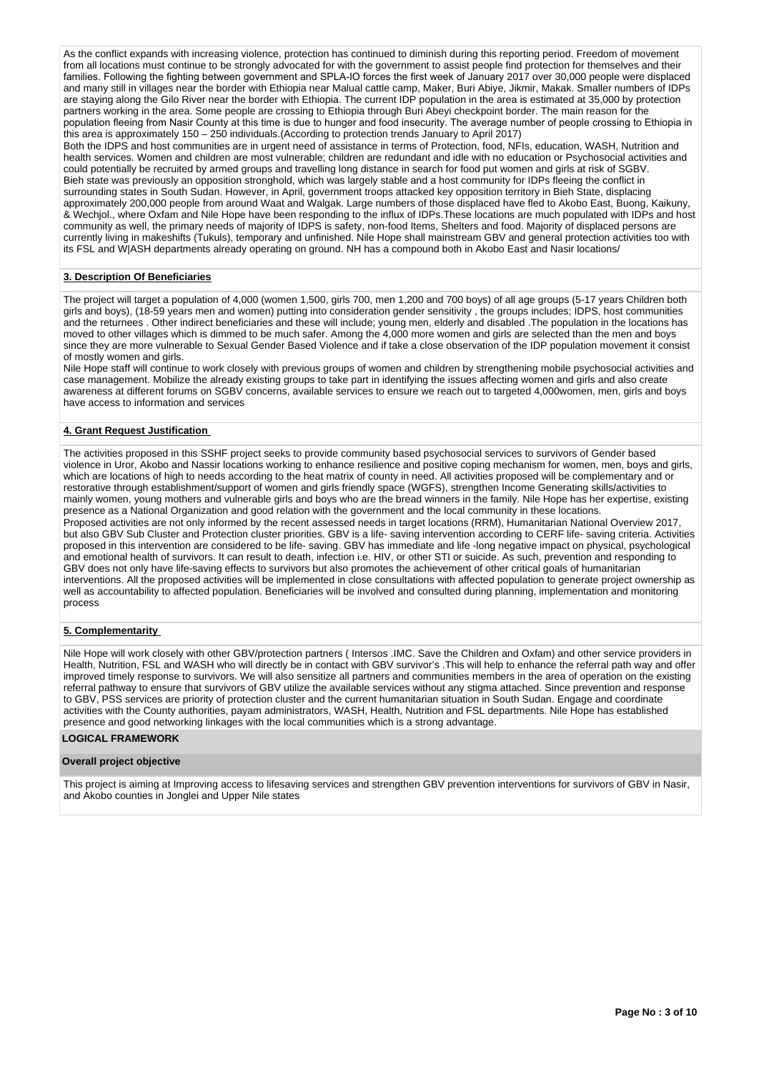As the conflict expands with increasing violence, protection has continued to diminish during this reporting period. Freedom of movement from all locations must continue to be strongly advocated for with the government to assist people find protection for themselves and their families. Following the fighting between government and SPLA-IO forces the first week of January 2017 over 30,000 people were displaced and many still in villages near the border with Ethiopia near Malual cattle camp, Maker, Buri Abiye, Jikmir, Makak. Smaller numbers of IDPs are staying along the Gilo River near the border with Ethiopia. The current IDP population in the area is estimated at 35,000 by protection partners working in the area. Some people are crossing to Ethiopia through Buri Abeyi checkpoint border. The main reason for the population fleeing from Nasir County at this time is due to hunger and food insecurity. The average number of people crossing to Ethiopia in this area is approximately 150 – 250 individuals.(According to protection trends January to April 2017)

Both the IDPS and host communities are in urgent need of assistance in terms of Protection, food, NFIs, education, WASH, Nutrition and health services. Women and children are most vulnerable; children are redundant and idle with no education or Psychosocial activities and could potentially be recruited by armed groups and travelling long distance in search for food put women and girls at risk of SGBV.

Bieh state was previously an opposition stronghold, which was largely stable and a host community for IDPs fleeing the conflict in surrounding states in South Sudan. However, in April, government troops attacked key opposition territory in Bieh State, displacing approximately 200,000 people from around Waat and Walgak. Large numbers of those displaced have fled to Akobo East, Buong, Kaikuny, & Wechjol., where Oxfam and Nile Hope have been responding to the influx of IDPs.These locations are much populated with IDPs and host community as well, the primary needs of majority of IDPS is safety, non-food Items, Shelters and food. Majority of displaced persons are currently living in makeshifts (Tukuls), temporary and unfinished. Nile Hope shall mainstream GBV and general protection activities too with its FSL and W|ASH departments already operating on ground. NH has a compound both in Akobo East and Nasir locations/

## 3. Description Of Beneficiaries

The project will target a population of 4,000 (women 1,500, girls 700, men 1,200 and 700 boys) of all age groups (5-17 years Children both girls and boys), (18-59 years men and women) putting into consideration gender sensitivity , the groups includes; IDPS, host communities and the returnees . Other indirect beneficiaries and these will include; young men, elderly and disabled .The population in the locations has moved to other villages which is dimmed to be much safer. Among the 4,000 more women and girls are selected than the men and boys since they are more vulnerable to Sexual Gender Based Violence and if take a close observation of the IDP population movement it consist of mostly women and girls.

Nile Hope staff will continue to work closely with previous groups of women and children by strengthening mobile psychosocial activities and case management. Mobilize the already existing groups to take part in identifying the issues affecting women and girls and also create awareness at different forums on SGBV concerns, available services to ensure we reach out to targeted 4,000women, men, girls and boys have access to information and services

## 4. Grant Request Justification

The activities proposed in this SSHF project seeks to provide community based psychosocial services to survivors of Gender based violence in Uror, Akobo and Nassir locations working to enhance resilience and positive coping mechanism for women, men, boys and girls, which are locations of high to needs according to the heat matrix of county in need. All activities proposed will be complementary and or restorative through establishment/support of women and girls friendly space (WGFS), strengthen Income Generating skills/activities to mainly women, young mothers and vulnerable girls and boys who are the bread winners in the family. Nile Hope has her expertise, existing presence as a National Organization and good relation with the government and the local community in these locations.

Proposed activities are not only informed by the recent assessed needs in target locations (RRM), Humanitarian National Overview 2017, but also GBV Sub Cluster and Protection cluster priorities. GBV is a life- saving intervention according to CERF life- saving criteria. Activities proposed in this intervention are considered to be life- saving. GBV has immediate and life -long negative impact on physical, psychological and emotional health of survivors. It can result to death, infection i.e. HIV, or other STI or suicide. As such, prevention and responding to GBV does not only have life-saving effects to survivors but also promotes the achievement of other critical goals of humanitarian interventions. All the proposed activities will be implemented in close consultations with affected population to generate project ownership as well as accountability to affected population. Beneficiaries will be involved and consulted during planning, implementation and monitoring process

## 5. Complementarity

Nile Hope will work closely with other GBV/protection partners ( Intersos .IMC. Save the Children and Oxfam) and other service providers in Health, Nutrition, FSL and WASH who will directly be in contact with GBV survivor's .This will help to enhance the referral path way and offer improved timely response to survivors. We will also sensitize all partners and communities members in the area of operation on the existing referral pathway to ensure that survivors of GBV utilize the available services without any stigma attached. Since prevention and response to GBV, PSS services are priority of protection cluster and the current humanitarian situation in South Sudan. Engage and coordinate activities with the County authorities, payam administrators, WASH, Health, Nutrition and FSL departments. Nile Hope has established presence and good networking linkages with the local communities which is a strong advantage.

## LOGICAL FRAMEWORK

### Overall project objective

This project is aiming at Improving access to lifesaving services and strengthen GBV prevention interventions for survivors of GBV in Nasir, and Akobo counties in Jonglei and Upper Nile states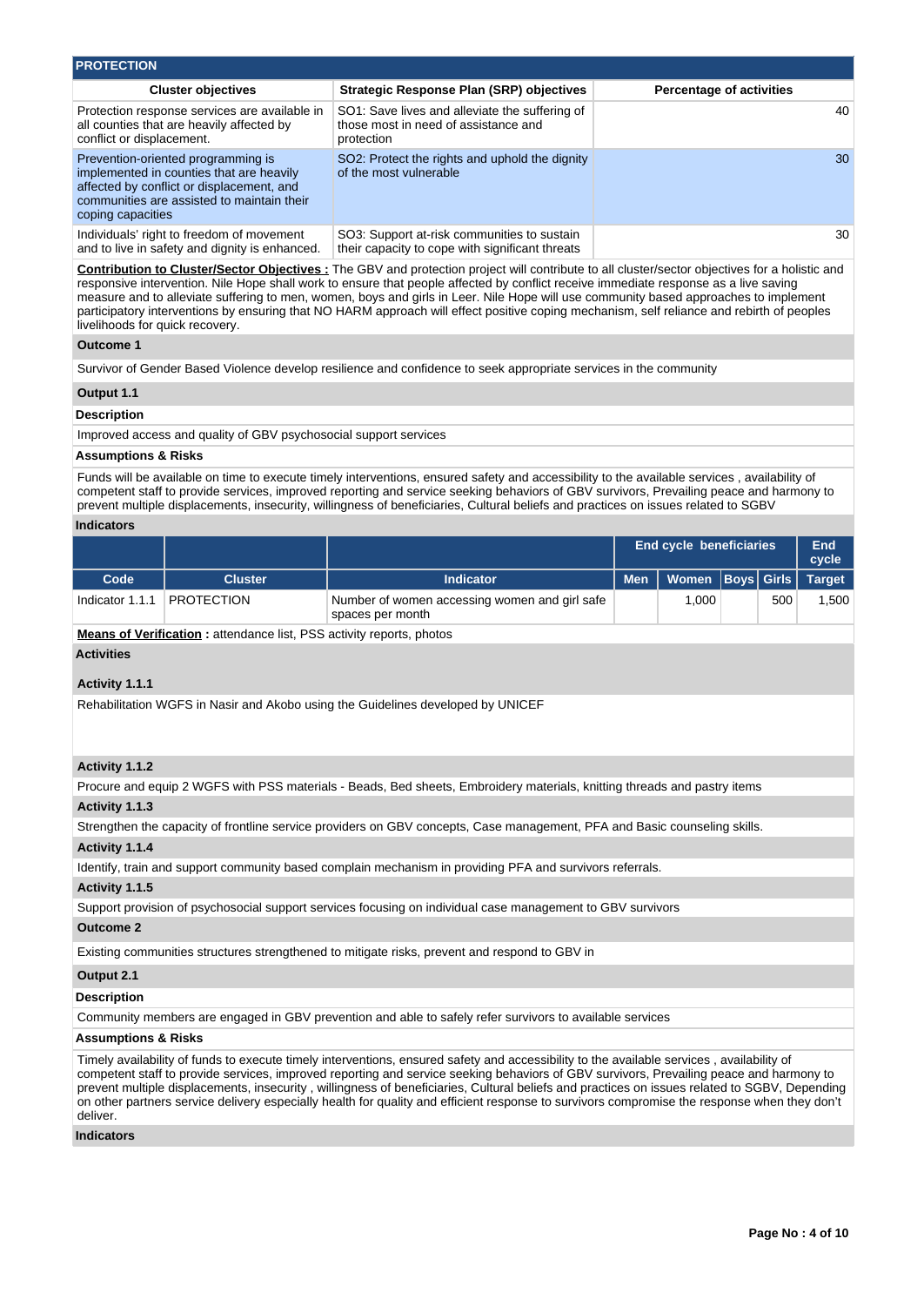## PROTECTION

| Cluster objectives | Strategic Response Plan (SRP) objectives | Percentage of activities |
|---|---|---|
| Protection response services are available in all counties that are heavily affected by conflict or displacement. | SO1: Save lives and alleviate the suffering of those most in need of assistance and protection | 40 |
| Prevention-oriented programming is implemented in counties that are heavily affected by conflict or displacement, and communities are assisted to maintain their coping capacities | SO2: Protect the rights and uphold the dignity of the most vulnerable | 30 |
| Individuals' right to freedom of movement and to live in safety and dignity is enhanced. | SO3: Support at-risk communities to sustain their capacity to cope with significant threats | 30 |

**Contribution to Cluster/Sector Objectives :** The GBV and protection project will contribute to all cluster/sector objectives for a holistic and responsive intervention. Nile Hope shall work to ensure that people affected by conflict receive immediate response as a live saving measure and to alleviate suffering to men, women, boys and girls in Leer. Nile Hope will use community based approaches to implement participatory interventions by ensuring that NO HARM approach will effect positive coping mechanism, self reliance and rebirth of peoples livelihoods for quick recovery.

**Outcome 1**

Survivor of Gender Based Violence develop resilience and confidence to seek appropriate services in the community

**Output 1.1**

**Description**

Improved access and quality of GBV psychosocial support services

**Assumptions & Risks**

Funds will be available on time to execute timely interventions, ensured safety and accessibility to the available services , availability of competent staff to provide services, improved reporting and service seeking behaviors of GBV survivors, Prevailing peace and harmony to prevent multiple displacements, insecurity, willingness of beneficiaries, Cultural beliefs and practices on issues related to SGBV

**Indicators**

| | | | End cycle beneficiaries | | | | End cycle |
|---|---|---|---|---|---|---|---|
| Code | Cluster | Indicator | Men | Women | Boys | Girls | Target |
| Indicator 1.1.1 | PROTECTION | Number of women accessing women and girl safe spaces per month | | 1,000 | | 500 | 1,500 |

**Means of Verification :** attendance list, PSS activity reports, photos

**Activities**

**Activity 1.1.1**

Rehabilitation WGFS in Nasir and Akobo using the Guidelines developed by UNICEF

**Activity 1.1.2**

Procure and equip 2 WGFS with PSS materials - Beads, Bed sheets, Embroidery materials, knitting threads and pastry items

**Activity 1.1.3**

Strengthen the capacity of frontline service providers on GBV concepts, Case management, PFA and Basic counseling skills.

**Activity 1.1.4**

Identify, train and support community based complain mechanism in providing PFA and survivors referrals.

**Activity 1.1.5**

Support provision of psychosocial support services focusing on individual case management to GBV survivors

**Outcome 2**

Existing communities structures strengthened to mitigate risks, prevent and respond to GBV in

**Output 2.1**

**Description**

Community members are engaged in GBV prevention and able to safely refer survivors to available services

**Assumptions & Risks**

Timely availability of funds to execute timely interventions, ensured safety and accessibility to the available services , availability of competent staff to provide services, improved reporting and service seeking behaviors of GBV survivors, Prevailing peace and harmony to prevent multiple displacements, insecurity , willingness of beneficiaries, Cultural beliefs and practices on issues related to SGBV, Depending on other partners service delivery especially health for quality and efficient response to survivors compromise the response when they don't deliver.

**Indicators**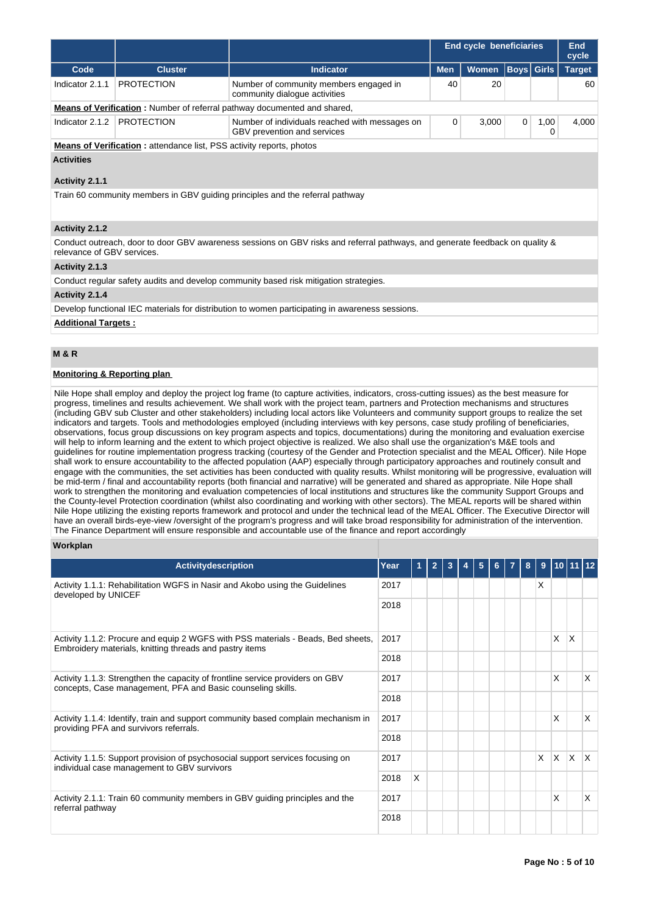| | | | End cycle beneficiaries | | | | End cycle |
|---|---|---|---|---|---|---|---|
| **Code** | **Cluster** | **Indicator** | **Men** | **Women** | **Boys** | **Girls** | **Target** |
| Indicator 2.1.1 | PROTECTION | Number of community members engaged in community dialogue activities | 40 | 20 | | | 60 |

**Means of Verification :** Number of referral pathway documented and shared,

| Code | Cluster | Indicator | Men | Women | Boys | Girls | Target |
|---|---|---|---|---|---|---|---|
| Indicator 2.1.2 | PROTECTION | Number of individuals reached with messages on GBV prevention and services | 0 | 3,000 | 0 | 1,000 | 4,000 |

**Means of Verification :** attendance list, PSS activity reports, photos

**Activities**

**Activity 2.1.1**

Train 60 community members in GBV guiding principles and the referral pathway

**Activity 2.1.2**

Conduct outreach, door to door GBV awareness sessions on GBV risks and referral pathways, and generate feedback on quality & relevance of GBV services.

**Activity 2.1.3**

Conduct regular safety audits and develop community based risk mitigation strategies.

**Activity 2.1.4**

Develop functional IEC materials for distribution to women participating in awareness sessions.

**Additional Targets :**

## M & R

**Monitoring & Reporting plan**

Nile Hope shall employ and deploy the project log frame (to capture activities, indicators, cross-cutting issues) as the best measure for progress, timelines and results achievement. We shall work with the project team, partners and Protection mechanisms and structures (including GBV sub Cluster and other stakeholders) including local actors like Volunteers and community support groups to realize the set indicators and targets. Tools and methodologies employed (including interviews with key persons, case study profiling of beneficiaries, observations, focus group discussions on key program aspects and topics, documentations) during the monitoring and evaluation exercise will help to inform learning and the extent to which project objective is realized. We also shall use the organization's M&E tools and guidelines for routine implementation progress tracking (courtesy of the Gender and Protection specialist and the MEAL Officer). Nile Hope shall work to ensure accountability to the affected population (AAP) especially through participatory approaches and routinely consult and engage with the communities, the set activities has been conducted with quality results. Whilst monitoring will be progressive, evaluation will be mid-term / final and accountability reports (both financial and narrative) will be generated and shared as appropriate. Nile Hope shall work to strengthen the monitoring and evaluation competencies of local institutions and structures like the community Support Groups and the County-level Protection coordination (whilst also coordinating and working with other sectors). The MEAL reports will be shared within Nile Hope utilizing the existing reports framework and protocol and under the technical lead of the MEAL Officer. The Executive Director will have an overall birds-eye-view /oversight of the program's progress and will take broad responsibility for administration of the intervention. The Finance Department will ensure responsible and accountable use of the finance and report accordingly

**Workplan**

| Activitydescription | Year | 1 | 2 | 3 | 4 | 5 | 6 | 7 | 8 | 9 | 10 | 11 | 12 |
|---|---|---|---|---|---|---|---|---|---|---|---|---|---|
| Activity 1.1.1: Rehabilitation WGFS in Nasir and Akobo using the Guidelines developed by UNICEF | 2017 | | | | | | | | | X | | | |
| | 2018 | | | | | | | | | | | | |
| Activity 1.1.2: Procure and equip 2 WGFS with PSS materials - Beads, Bed sheets, Embroidery materials, knitting threads and pastry items | 2017 | | | | | | | | | | X | X | |
| | 2018 | | | | | | | | | | | | |
| Activity 1.1.3: Strengthen the capacity of frontline service providers on GBV concepts, Case management, PFA and Basic counseling skills. | 2017 | | | | | | | | | | X | | X |
| | 2018 | | | | | | | | | | | | |
| Activity 1.1.4: Identify, train and support community based complain mechanism in providing PFA and survivors referrals. | 2017 | | | | | | | | | | X | | X |
| | 2018 | | | | | | | | | | | | |
| Activity 1.1.5: Support provision of psychosocial support services focusing on individual case management to GBV survivors | 2017 | | | | | | | | | X | X | X | X |
| | 2018 | X | | | | | | | | | | | |
| Activity 2.1.1: Train 60 community members in GBV guiding principles and the referral pathway | 2017 | | | | | | | | | | X | | X |
| | 2018 | | | | | | | | | | | | |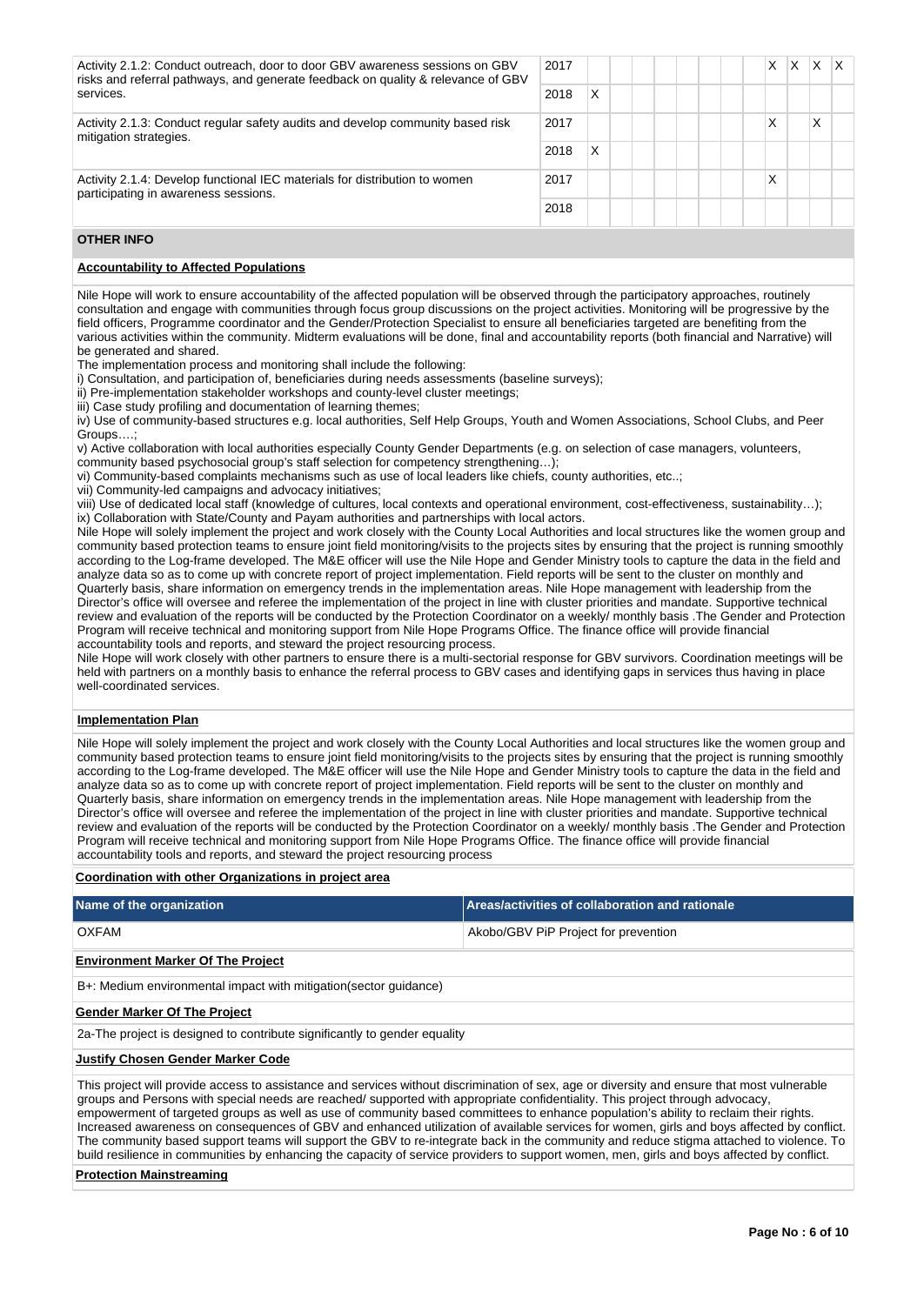| Activity | Year | 1 | 2 | 3 | 4 | 5 | 6 | 7 | 8 | 9 | 10 | 11 | 12 |
|---|---|---|---|---|---|---|---|---|---|---|---|---|---|
| Activity 2.1.2: Conduct outreach, door to door GBV awareness sessions on GBV risks and referral pathways, and generate feedback on quality & relevance of GBV services. | 2017 | | | | | | | | | X | X | X | X |
| | 2018 | X | | | | | | | | | | | |
| Activity 2.1.3: Conduct regular safety audits and develop community based risk mitigation strategies. | 2017 | | | | | | | | | X | | X | |
| | 2018 | X | | | | | | | | | | | |
| Activity 2.1.4: Develop functional IEC materials for distribution to women participating in awareness sessions. | 2017 | | | | | | | | | X | | | |
| | 2018 | | | | | | | | | | | | |

## OTHER INFO

### Accountability to Affected Populations

Nile Hope will work to ensure accountability of the affected population will be observed through the participatory approaches, routinely consultation and engage with communities through focus group discussions on the project activities. Monitoring will be progressive by the field officers, Programme coordinator and the Gender/Protection Specialist to ensure all beneficiaries targeted are benefiting from the various activities within the community. Midterm evaluations will be done, final and accountability reports (both financial and Narrative) will be generated and shared.
The implementation process and monitoring shall include the following:
i) Consultation, and participation of, beneficiaries during needs assessments (baseline surveys);
ii) Pre-implementation stakeholder workshops and county-level cluster meetings;
iii) Case study profiling and documentation of learning themes;
iv) Use of community-based structures e.g. local authorities, Self Help Groups, Youth and Women Associations, School Clubs, and Peer Groups….;
v) Active collaboration with local authorities especially County Gender Departments (e.g. on selection of case managers, volunteers, community based psychosocial group's staff selection for competency strengthening…);
vi) Community-based complaints mechanisms such as use of local leaders like chiefs, county authorities, etc..;
vii) Community-led campaigns and advocacy initiatives;
viii) Use of dedicated local staff (knowledge of cultures, local contexts and operational environment, cost-effectiveness, sustainability…);
ix) Collaboration with State/County and Payam authorities and partnerships with local actors.
Nile Hope will solely implement the project and work closely with the County Local Authorities and local structures like the women group and community based protection teams to ensure joint field monitoring/visits to the projects sites by ensuring that the project is running smoothly according to the Log-frame developed. The M&E officer will use the Nile Hope and Gender Ministry tools to capture the data in the field and analyze data so as to come up with concrete report of project implementation. Field reports will be sent to the cluster on monthly and Quarterly basis, share information on emergency trends in the implementation areas. Nile Hope management with leadership from the Director's office will oversee and referee the implementation of the project in line with cluster priorities and mandate. Supportive technical review and evaluation of the reports will be conducted by the Protection Coordinator on a weekly/ monthly basis .The Gender and Protection Program will receive technical and monitoring support from Nile Hope Programs Office. The finance office will provide financial accountability tools and reports, and steward the project resourcing process.
Nile Hope will work closely with other partners to ensure there is a multi-sectorial response for GBV survivors. Coordination meetings will be held with partners on a monthly basis to enhance the referral process to GBV cases and identifying gaps in services thus having in place well-coordinated services.

### Implementation Plan

Nile Hope will solely implement the project and work closely with the County Local Authorities and local structures like the women group and community based protection teams to ensure joint field monitoring/visits to the projects sites by ensuring that the project is running smoothly according to the Log-frame developed. The M&E officer will use the Nile Hope and Gender Ministry tools to capture the data in the field and analyze data so as to come up with concrete report of project implementation. Field reports will be sent to the cluster on monthly and Quarterly basis, share information on emergency trends in the implementation areas. Nile Hope management with leadership from the Director's office will oversee and referee the implementation of the project in line with cluster priorities and mandate. Supportive technical review and evaluation of the reports will be conducted by the Protection Coordinator on a weekly/ monthly basis .The Gender and Protection Program will receive technical and monitoring support from Nile Hope Programs Office. The finance office will provide financial accountability tools and reports, and steward the project resourcing process

### Coordination with other Organizations in project area

| Name of the organization | Areas/activities of collaboration and rationale |
|---|---|
| OXFAM | Akobo/GBV PiP Project for prevention |

### Environment Marker Of The Project

B+: Medium environmental impact with mitigation(sector guidance)

### Gender Marker Of The Project

2a-The project is designed to contribute significantly to gender equality

### Justify Chosen Gender Marker Code

This project will provide access to assistance and services without discrimination of sex, age or diversity and ensure that most vulnerable groups and Persons with special needs are reached/ supported with appropriate confidentiality. This project through advocacy, empowerment of targeted groups as well as use of community based committees to enhance population's ability to reclaim their rights. Increased awareness on consequences of GBV and enhanced utilization of available services for women, girls and boys affected by conflict. The community based support teams will support the GBV to re-integrate back in the community and reduce stigma attached to violence. To build resilience in communities by enhancing the capacity of service providers to support women, men, girls and boys affected by conflict.

### Protection Mainstreaming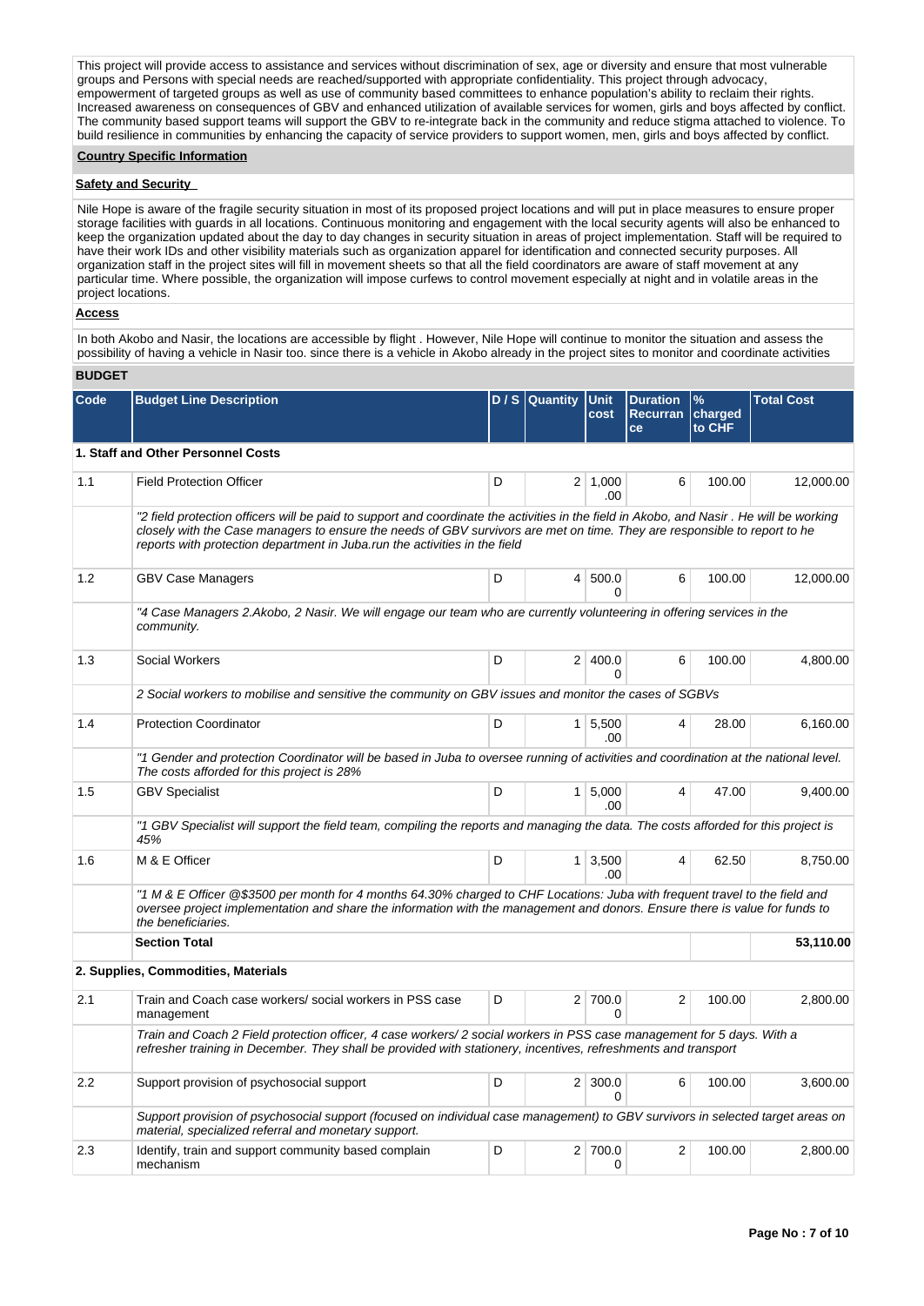This project will provide access to assistance and services without discrimination of sex, age or diversity and ensure that most vulnerable groups and Persons with special needs are reached/supported with appropriate confidentiality. This project through advocacy, empowerment of targeted groups as well as use of community based committees to enhance population's ability to reclaim their rights. Increased awareness on consequences of GBV and enhanced utilization of available services for women, girls and boys affected by conflict. The community based support teams will support the GBV to re-integrate back in the community and reduce stigma attached to violence. To build resilience in communities by enhancing the capacity of service providers to support women, men, girls and boys affected by conflict.

**Country Specific Information**

**Safety and Security**

Nile Hope is aware of the fragile security situation in most of its proposed project locations and will put in place measures to ensure proper storage facilities with guards in all locations. Continuous monitoring and engagement with the local security agents will also be enhanced to keep the organization updated about the day to day changes in security situation in areas of project implementation. Staff will be required to have their work IDs and other visibility materials such as organization apparel for identification and connected security purposes. All organization staff in the project sites will fill in movement sheets so that all the field coordinators are aware of staff movement at any particular time. Where possible, the organization will impose curfews to control movement especially at night and in volatile areas in the project locations.

**Access**

In both Akobo and Nasir, the locations are accessible by flight . However, Nile Hope will continue to monitor the situation and assess the possibility of having a vehicle in Nasir too. since there is a vehicle in Akobo already in the project sites to monitor and coordinate activities

**BUDGET**

| Code | Budget Line Description | D / S | Quantity | Unit cost | Duration Recurrance | % charged to CHF | Total Cost |
|---|---|---|---|---|---|---|---|
| **1. Staff and Other Personnel Costs** | | | | | | | |
| 1.1 | Field Protection Officer | D | 2 | 1,000.00 | 6 | 100.00 | 12,000.00 |
| | *"2 field protection officers will be paid to support and coordinate the activities in the field in Akobo, and Nasir . He will be working closely with the Case managers to ensure the needs of GBV survivors are met on time. They are responsible to report to he reports with protection department in Juba.run the activities in the field* | | | | | | |
| 1.2 | GBV Case Managers | D | 4 | 500.00 | 6 | 100.00 | 12,000.00 |
| | *"4 Case Managers 2.Akobo, 2 Nasir. We will engage our team who are currently volunteering in offering services in the community.* | | | | | | |
| 1.3 | Social Workers | D | 2 | 400.00 | 6 | 100.00 | 4,800.00 |
| | *2 Social workers to mobilise and sensitive the community on GBV issues and monitor the cases of SGBVs* | | | | | | |
| 1.4 | Protection Coordinator | D | 1 | 5,500.00 | 4 | 28.00 | 6,160.00 |
| | *"1 Gender and protection Coordinator will be based in Juba to oversee running of activities and coordination at the national level. The costs afforded for this project is 28%* | | | | | | |
| 1.5 | GBV Specialist | D | 1 | 5,000.00 | 4 | 47.00 | 9,400.00 |
| | *"1 GBV Specialist will support the field team, compiling the reports and managing the data. The costs afforded for this project is 45%* | | | | | | |
| 1.6 | M & E Officer | D | 1 | 3,500.00 | 4 | 62.50 | 8,750.00 |
| | *"1 M & E Officer @$3500 per month for 4 months 64.30% charged to CHF Locations: Juba with frequent travel to the field and oversee project implementation and share the information with the management and donors. Ensure there is value for funds to the beneficiaries.* | | | | | | |
| | **Section Total** | | | | | | **53,110.00** |
| **2. Supplies, Commodities, Materials** | | | | | | | |
| 2.1 | Train and Coach case workers/ social workers in PSS case management | D | 2 | 700.00 | 2 | 100.00 | 2,800.00 |
| | *Train and Coach 2 Field protection officer, 4 case workers/ 2 social workers in PSS case management for 5 days. With a refresher training in December. They shall be provided with stationery, incentives, refreshments and transport* | | | | | | |
| 2.2 | Support provision of psychosocial support | D | 2 | 300.00 | 6 | 100.00 | 3,600.00 |
| | *Support provision of psychosocial support (focused on individual case management) to GBV survivors in selected target areas on material, specialized referral and monetary support.* | | | | | | |
| 2.3 | Identify, train and support community based complain mechanism | D | 2 | 700.00 | 2 | 100.00 | 2,800.00 |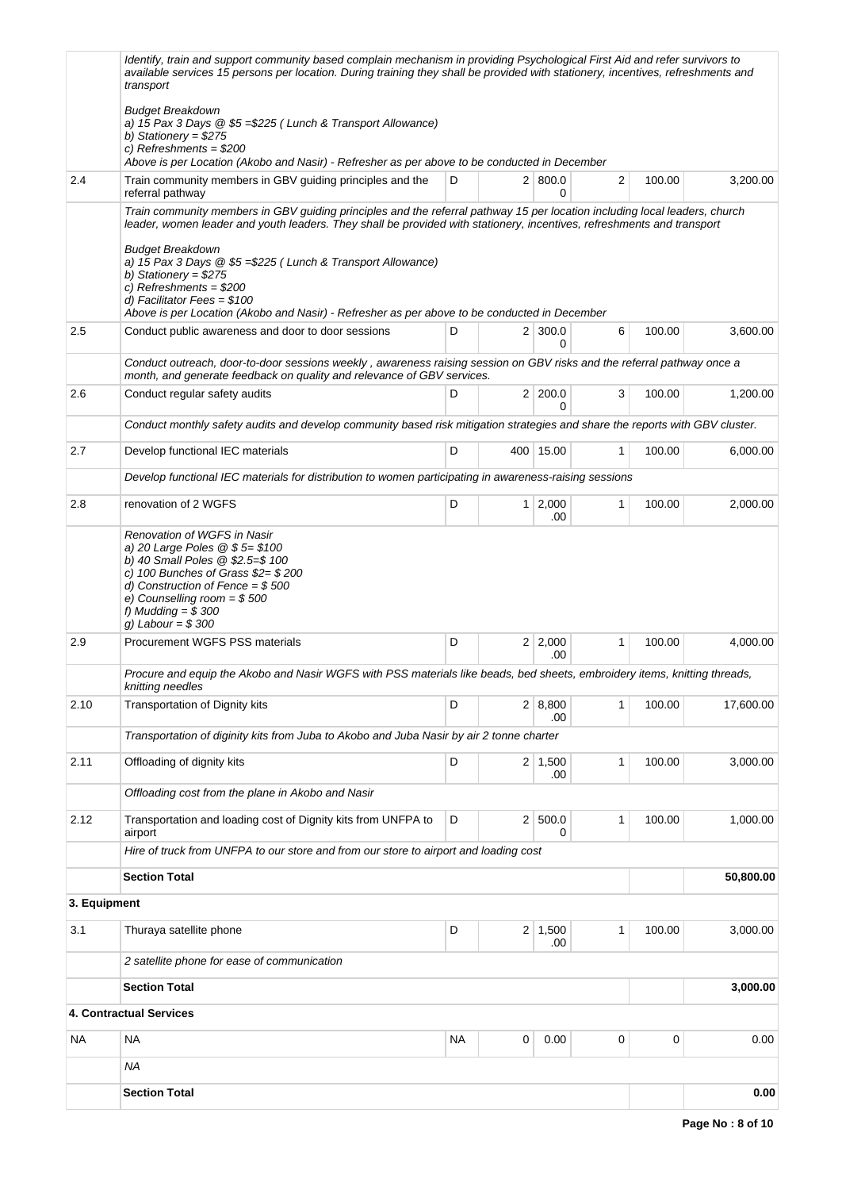| | | | | | | | |
|---|---|---|---|---|---|---|---|
| | *Identify, train and support community based complain mechanism in providing Psychological First Aid and refer survivors to available services 15 persons per location. During training they shall be provided with stationery, incentives, refreshments and transport*<br><br>*Budget Breakdown*<br>*a) 15 Pax 3 Days @ $5 =$225 ( Lunch & Transport Allowance)*<br>*b) Stationery = $275*<br>*c) Refreshments = $200*<br>*Above is per Location (Akobo and Nasir) - Refresher as per above to be conducted in December* | | | | | | |
| 2.4 | Train community members in GBV guiding principles and the referral pathway | D | 2 | 800.00 | 2 | 100.00 | 3,200.00 |
| | *Train community members in GBV guiding principles and the referral pathway 15 per location including local leaders, church leader, women leader and youth leaders. They shall be provided with stationery, incentives, refreshments and transport*<br><br>*Budget Breakdown*<br>*a) 15 Pax 3 Days @ $5 =$225 ( Lunch & Transport Allowance)*<br>*b) Stationery = $275*<br>*c) Refreshments = $200*<br>*d) Facilitator Fees = $100*<br>*Above is per Location (Akobo and Nasir) - Refresher as per above to be conducted in December* | | | | | | |
| 2.5 | Conduct public awareness and door to door sessions | D | 2 | 300.00 | 6 | 100.00 | 3,600.00 |
| | *Conduct outreach, door-to-door sessions weekly , awareness raising session on GBV risks and the referral pathway once a month, and generate feedback on quality and relevance of GBV services.* | | | | | | |
| 2.6 | Conduct regular safety audits | D | 2 | 200.00 | 3 | 100.00 | 1,200.00 |
| | *Conduct monthly safety audits and develop community based risk mitigation strategies and share the reports with GBV cluster.* | | | | | | |
| 2.7 | Develop functional IEC materials | D | 400 | 15.00 | 1 | 100.00 | 6,000.00 |
| | *Develop functional IEC materials for distribution to women participating in awareness-raising sessions* | | | | | | |
| 2.8 | renovation of 2 WGFS | D | 1 | 2,000.00 | 1 | 100.00 | 2,000.00 |
| | *Renovation of WGFS in Nasir*<br>*a) 20 Large Poles @ $ 5= $100*<br>*b) 40 Small Poles @ $2.5=$ 100*<br>*c) 100 Bunches of Grass $2= $ 200*<br>*d) Construction of Fence = $ 500*<br>*e) Counselling room = $ 500*<br>*f) Mudding = $ 300*<br>*g) Labour = $ 300* | | | | | | |
| 2.9 | Procurement WGFS PSS materials | D | 2 | 2,000.00 | 1 | 100.00 | 4,000.00 |
| | *Procure and equip the Akobo and Nasir WGFS with PSS materials like beads, bed sheets, embroidery items, knitting threads, knitting needles* | | | | | | |
| 2.10 | Transportation of Dignity kits | D | 2 | 8,800.00 | 1 | 100.00 | 17,600.00 |
| | *Transportation of diginity kits from Juba to Akobo and Juba Nasir by air 2 tonne charter* | | | | | | |
| 2.11 | Offloading of dignity kits | D | 2 | 1,500.00 | 1 | 100.00 | 3,000.00 |
| | *Offloading cost from the plane in Akobo and Nasir* | | | | | | |
| 2.12 | Transportation and loading cost of Dignity kits from UNFPA to airport | D | 2 | 500.00 | 1 | 100.00 | 1,000.00 |
| | *Hire of truck from UNFPA to our store and from our store to airport and loading cost* | | | | | | |
| | **Section Total** | | | | | | **50,800.00** |
| **3. Equipment** | | | | | | | |
| 3.1 | Thuraya satellite phone | D | 2 | 1,500.00 | 1 | 100.00 | 3,000.00 |
| | *2 satellite phone for ease of communication* | | | | | | |
| | **Section Total** | | | | | | **3,000.00** |
| **4. Contractual Services** | | | | | | | |
| NA | NA | NA | 0 | 0.00 | 0 | 0 | 0.00 |
| | *NA* | | | | | | |
| | **Section Total** | | | | | | **0.00** |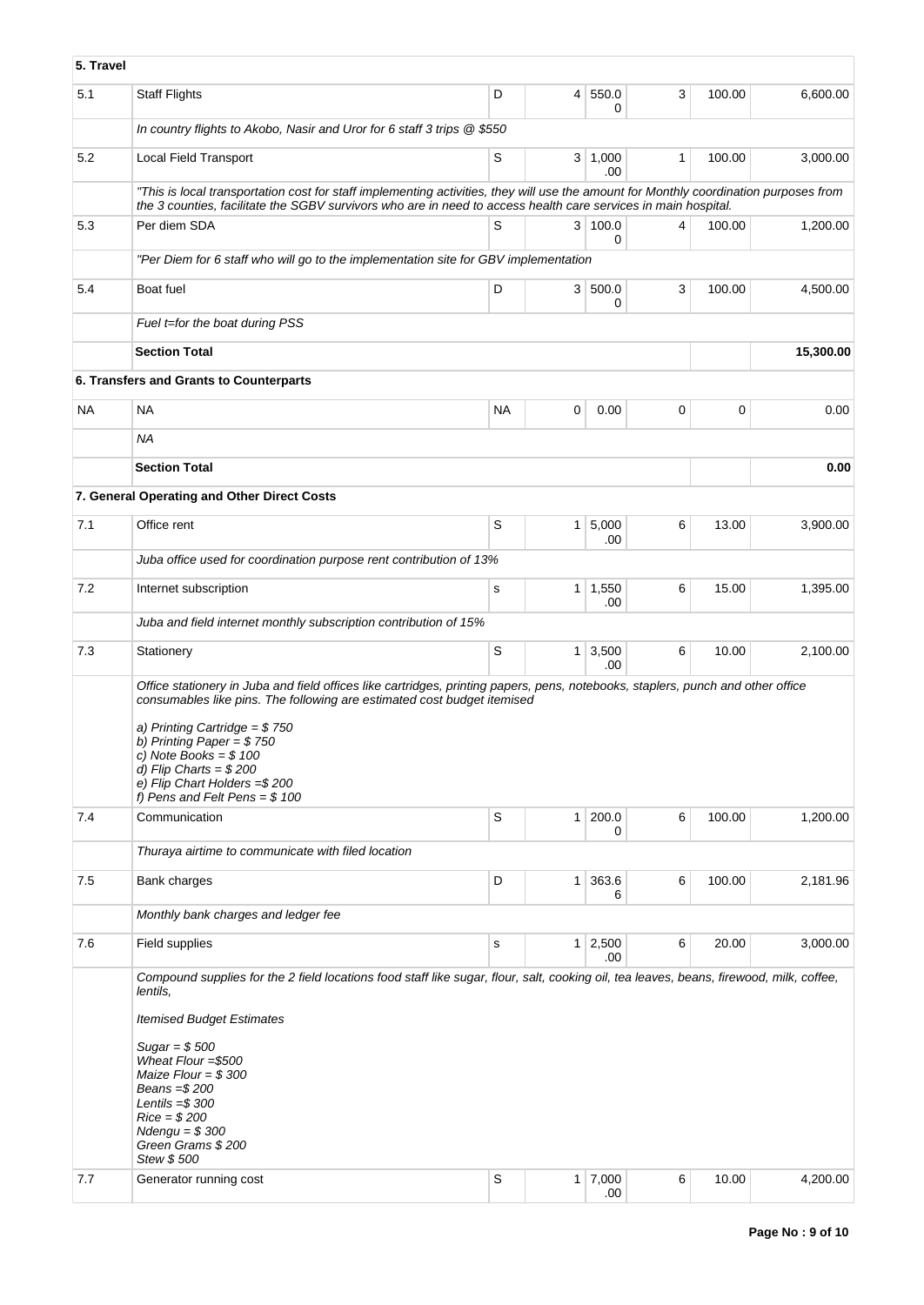| 5. Travel | | | | | | | |
|---|---|---|---|---|---|---|---|
| 5.1 | Staff Flights | D | 4 | 550.00 | 3 | 100.00 | 6,600.00 |
| | *In country flights to Akobo, Nasir and Uror for 6 staff 3 trips @ $550* | | | | | | |
| 5.2 | Local Field Transport | S | 3 | 1,000.00 | 1 | 100.00 | 3,000.00 |
| | *"This is local transportation cost for staff implementing activities, they will use the amount for Monthly coordination purposes from the 3 counties, facilitate the SGBV survivors who are in need to access health care services in main hospital.* | | | | | | |
| 5.3 | Per diem SDA | S | 3 | 100.00 | 4 | 100.00 | 1,200.00 |
| | *"Per Diem for 6 staff who will go to the implementation site for GBV implementation* | | | | | | |
| 5.4 | Boat fuel | D | 3 | 500.00 | 3 | 100.00 | 4,500.00 |
| | *Fuel t=for the boat during PSS* | | | | | | |
| | **Section Total** | | | | | | **15,300.00** |
| | **6. Transfers and Grants to Counterparts** | | | | | | |
| NA | NA | NA | 0 | 0.00 | 0 | 0 | 0.00 |
| | *NA* | | | | | | |
| | **Section Total** | | | | | | **0.00** |
| | **7. General Operating and Other Direct Costs** | | | | | | |
| 7.1 | Office rent | S | 1 | 5,000.00 | 6 | 13.00 | 3,900.00 |
| | *Juba office used for coordination purpose rent contribution of 13%* | | | | | | |
| 7.2 | Internet subscription | s | 1 | 1,550.00 | 6 | 15.00 | 1,395.00 |
| | *Juba and field internet monthly subscription contribution of 15%* | | | | | | |
| 7.3 | Stationery | S | 1 | 3,500.00 | 6 | 10.00 | 2,100.00 |
| | *Office stationery in Juba and field offices like cartridges, printing papers, pens, notebooks, staplers, punch and other office consumables like pins. The following are estimated cost budget itemised*<br><br>*a) Printing Cartridge = $ 750*<br>*b) Printing Paper = $ 750*<br>*c) Note Books = $ 100*<br>*d) Flip Charts = $ 200*<br>*e) Flip Chart Holders =$ 200*<br>*f) Pens and Felt Pens = $ 100* | | | | | | |
| 7.4 | Communication | S | 1 | 200.00 | 6 | 100.00 | 1,200.00 |
| | *Thuraya airtime to communicate with filed location* | | | | | | |
| 7.5 | Bank charges | D | 1 | 363.66 | 6 | 100.00 | 2,181.96 |
| | *Monthly bank charges and ledger fee* | | | | | | |
| 7.6 | Field supplies | s | 1 | 2,500.00 | 6 | 20.00 | 3,000.00 |
| | *Compound supplies for the 2 field locations food staff like sugar, flour, salt, cooking oil, tea leaves, beans, firewood, milk, coffee, lentils,*<br><br>*Itemised Budget Estimates*<br><br>*Sugar = $ 500*<br>*Wheat Flour =$500*<br>*Maize Flour = $ 300*<br>*Beans =$ 200*<br>*Lentils =$ 300*<br>*Rice = $ 200*<br>*Ndengu = $ 300*<br>*Green Grams $ 200*<br>*Stew $ 500* | | | | | | |
| 7.7 | Generator running cost | S | 1 | 7,000.00 | 6 | 10.00 | 4,200.00 |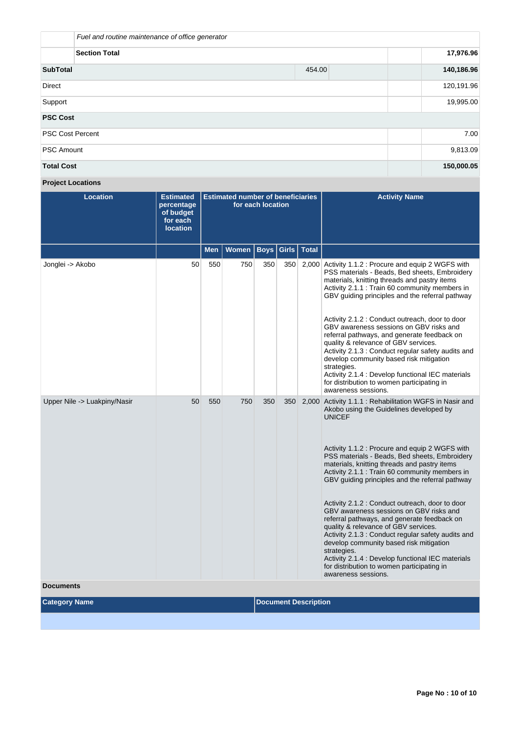| | | | | |
|---|---|---|---|---|
| | *Fuel and routine maintenance of office generator* | | | |
| | **Section Total** | | | **17,976.96** |
| **SubTotal** | | 454.00 | | **140,186.96** |
| Direct | | | | 120,191.96 |
| Support | | | | 19,995.00 |
| **PSC Cost** | | | | |
| PSC Cost Percent | | | | 7.00 |
| PSC Amount | | | | 9,813.09 |
| **Total Cost** | | | | **150,000.05** |

**Project Locations**

| Location | Estimated percentage of budget for each location | Estimated number of beneficiaries for each location | | | | | Activity Name |
|---|---|---|---|---|---|---|---|
| | | Men | Women | Boys | Girls | Total | |
| Jonglei -> Akobo | 50 | 550 | 750 | 350 | 350 | 2,000 | Activity 1.1.2 : Procure and equip 2 WGFS with PSS materials - Beads, Bed sheets, Embroidery materials, knitting threads and pastry items<br>Activity 2.1.1 : Train 60 community members in GBV guiding principles and the referral pathway<br><br>Activity 2.1.2 : Conduct outreach, door to door GBV awareness sessions on GBV risks and referral pathways, and generate feedback on quality & relevance of GBV services.<br>Activity 2.1.3 : Conduct regular safety audits and develop community based risk mitigation strategies.<br>Activity 2.1.4 : Develop functional IEC materials for distribution to women participating in awareness sessions. |
| Upper Nile -> Luakpiny/Nasir | 50 | 550 | 750 | 350 | 350 | 2,000 | Activity 1.1.1 : Rehabilitation WGFS in Nasir and Akobo using the Guidelines developed by UNICEF<br><br>Activity 1.1.2 : Procure and equip 2 WGFS with PSS materials - Beads, Bed sheets, Embroidery materials, knitting threads and pastry items<br>Activity 2.1.1 : Train 60 community members in GBV guiding principles and the referral pathway<br><br>Activity 2.1.2 : Conduct outreach, door to door GBV awareness sessions on GBV risks and referral pathways, and generate feedback on quality & relevance of GBV services.<br>Activity 2.1.3 : Conduct regular safety audits and develop community based risk mitigation strategies.<br>Activity 2.1.4 : Develop functional IEC materials for distribution to women participating in awareness sessions. |

**Documents**

| Category Name | Document Description |
|---|---|
| | |